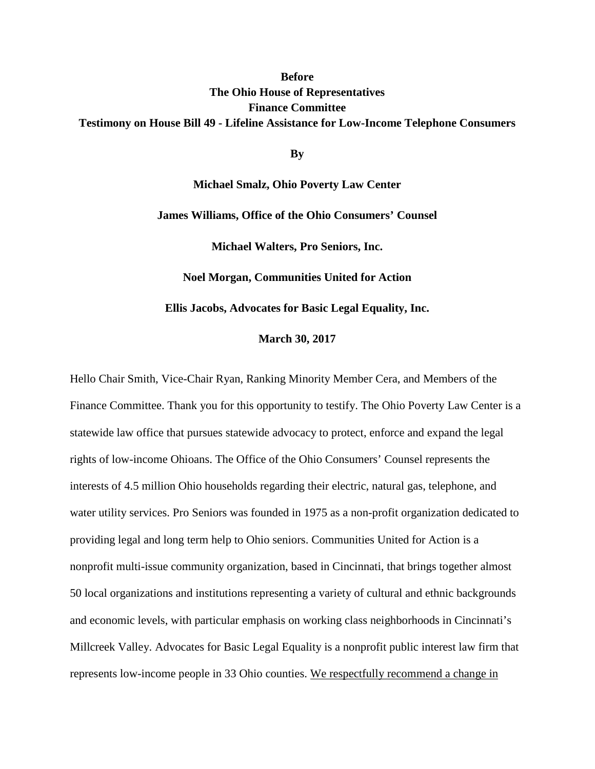**Before**
**The Ohio House of Representatives**
**Finance Committee**
**Testimony on House Bill 49 - Lifeline Assistance for Low-Income Telephone Consumers**

**By**

**Michael Smalz, Ohio Poverty Law Center**

**James Williams, Office of the Ohio Consumers' Counsel**

**Michael Walters, Pro Seniors, Inc.**

**Noel Morgan, Communities United for Action**

**Ellis Jacobs, Advocates for Basic Legal Equality, Inc.**

**March 30, 2017**

Hello Chair Smith, Vice-Chair Ryan, Ranking Minority Member Cera, and Members of the Finance Committee. Thank you for this opportunity to testify. The Ohio Poverty Law Center is a statewide law office that pursues statewide advocacy to protect, enforce and expand the legal rights of low-income Ohioans. The Office of the Ohio Consumers' Counsel represents the interests of 4.5 million Ohio households regarding their electric, natural gas, telephone, and water utility services. Pro Seniors was founded in 1975 as a non-profit organization dedicated to providing legal and long term help to Ohio seniors. Communities United for Action is a nonprofit multi-issue community organization, based in Cincinnati, that brings together almost 50 local organizations and institutions representing a variety of cultural and ethnic backgrounds and economic levels, with particular emphasis on working class neighborhoods in Cincinnati's Millcreek Valley. Advocates for Basic Legal Equality is a nonprofit public interest law firm that represents low-income people in 33 Ohio counties. <u>We respectfully recommend a change in</u>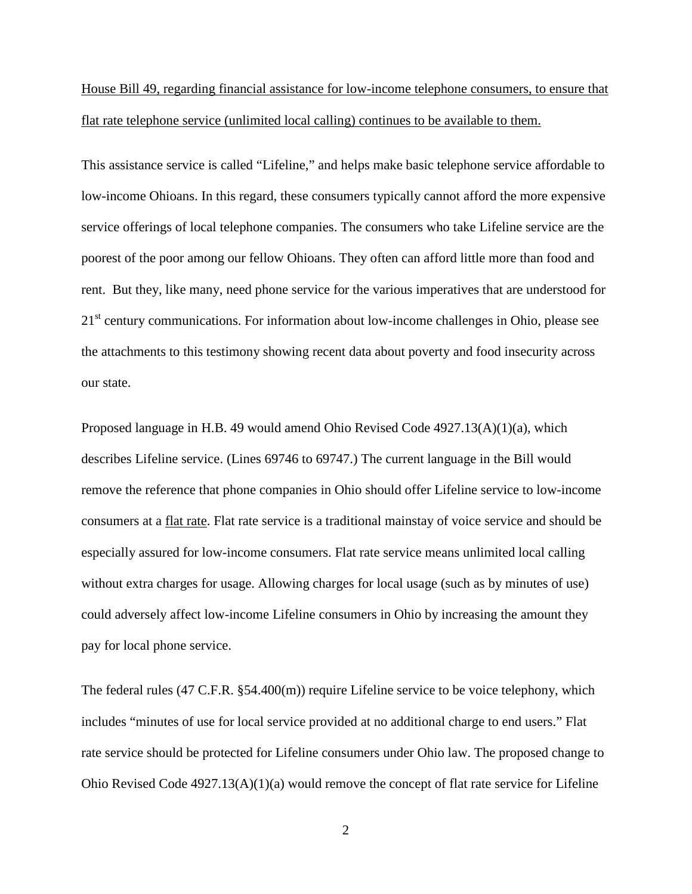<u>House Bill 49, regarding financial assistance for low-income telephone consumers, to ensure that flat rate telephone service (unlimited local calling) continues to be available to them.</u>

This assistance service is called "Lifeline," and helps make basic telephone service affordable to low-income Ohioans. In this regard, these consumers typically cannot afford the more expensive service offerings of local telephone companies. The consumers who take Lifeline service are the poorest of the poor among our fellow Ohioans. They often can afford little more than food and rent. But they, like many, need phone service for the various imperatives that are understood for 21st century communications. For information about low-income challenges in Ohio, please see the attachments to this testimony showing recent data about poverty and food insecurity across our state.

Proposed language in H.B. 49 would amend Ohio Revised Code 4927.13(A)(1)(a), which describes Lifeline service. (Lines 69746 to 69747.) The current language in the Bill would remove the reference that phone companies in Ohio should offer Lifeline service to low-income consumers at a <u>flat rate</u>. Flat rate service is a traditional mainstay of voice service and should be especially assured for low-income consumers. Flat rate service means unlimited local calling without extra charges for usage. Allowing charges for local usage (such as by minutes of use) could adversely affect low-income Lifeline consumers in Ohio by increasing the amount they pay for local phone service.

The federal rules (47 C.F.R. §54.400(m)) require Lifeline service to be voice telephony, which includes "minutes of use for local service provided at no additional charge to end users." Flat rate service should be protected for Lifeline consumers under Ohio law. The proposed change to Ohio Revised Code 4927.13(A)(1)(a) would remove the concept of flat rate service for Lifeline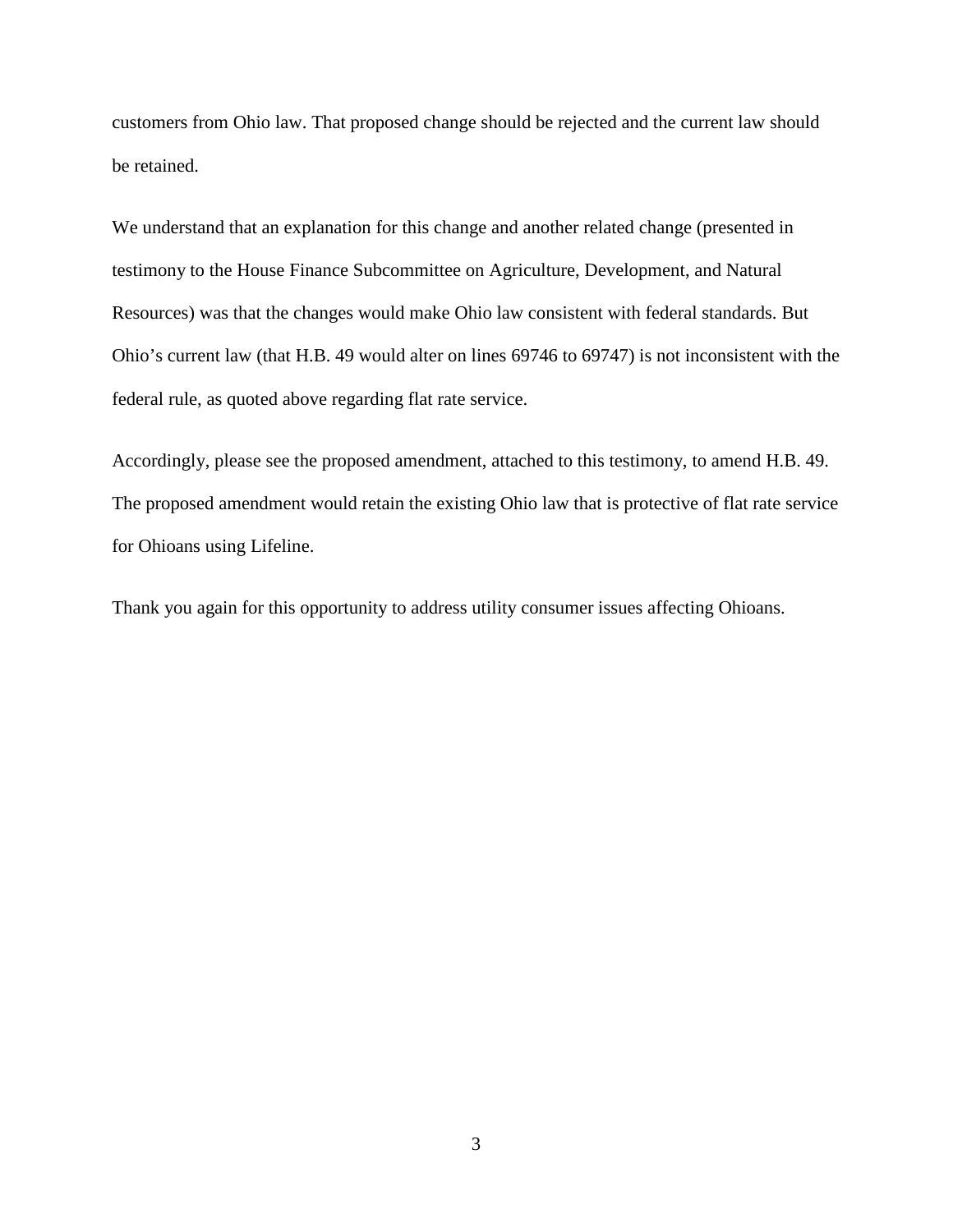customers from Ohio law. That proposed change should be rejected and the current law should be retained.

We understand that an explanation for this change and another related change (presented in testimony to the House Finance Subcommittee on Agriculture, Development, and Natural Resources) was that the changes would make Ohio law consistent with federal standards. But Ohio's current law (that H.B. 49 would alter on lines 69746 to 69747) is not inconsistent with the federal rule, as quoted above regarding flat rate service.

Accordingly, please see the proposed amendment, attached to this testimony, to amend H.B. 49. The proposed amendment would retain the existing Ohio law that is protective of flat rate service for Ohioans using Lifeline.

Thank you again for this opportunity to address utility consumer issues affecting Ohioans.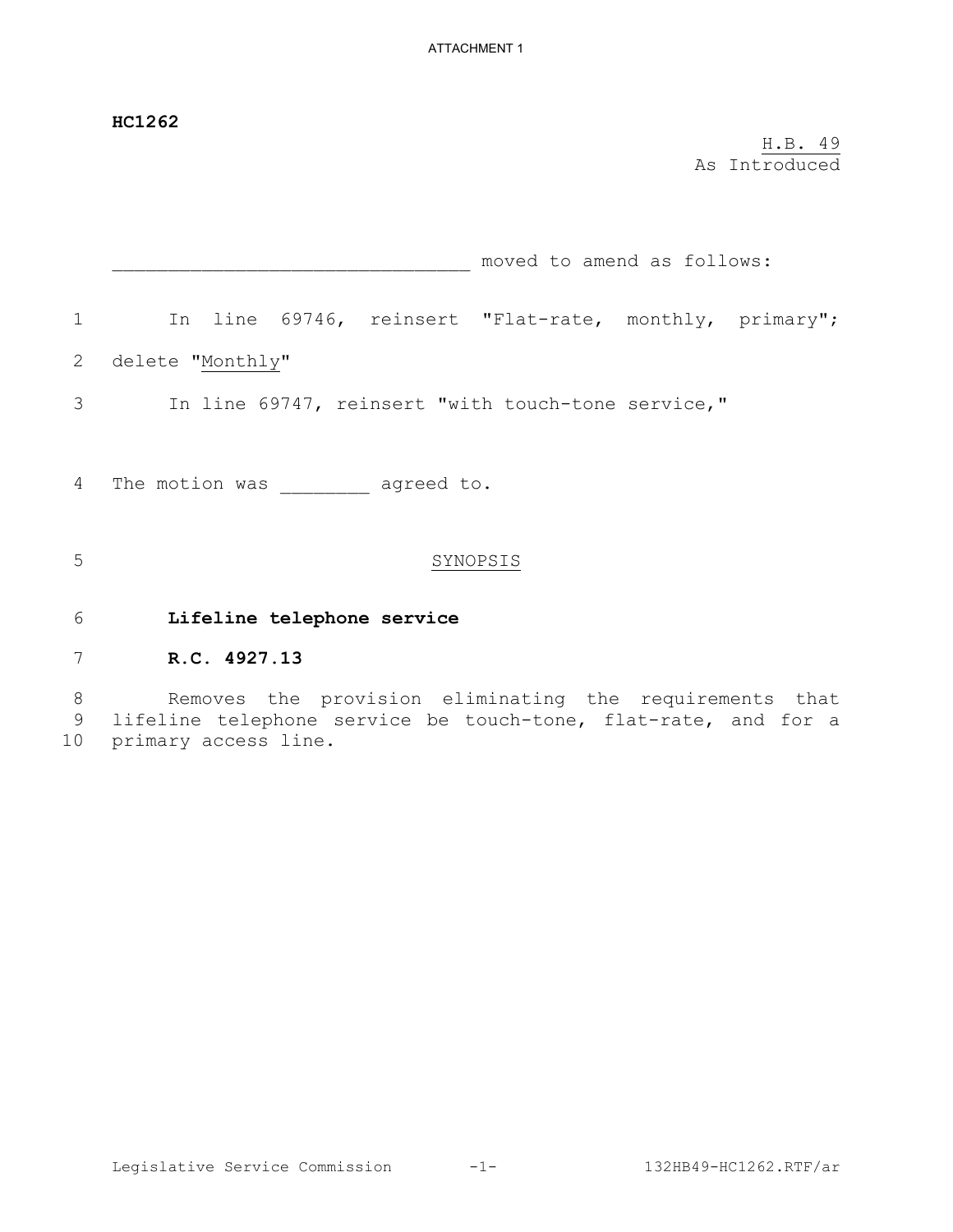ATTACHMENT 1

**HC1262**

H.B. 49
As Introduced

_________________________________ moved to amend as follows:

In line 69746, reinsert "Flat-rate, monthly, primary"; delete "Monthly"

In line 69747, reinsert "with touch-tone service,"

The motion was ________ agreed to.

SYNOPSIS

**Lifeline telephone service**

**R.C. 4927.13**

Removes the provision eliminating the requirements that lifeline telephone service be touch-tone, flat-rate, and for a primary access line.

Legislative Service Commission -1- 132HB49-HC1262.RTF/ar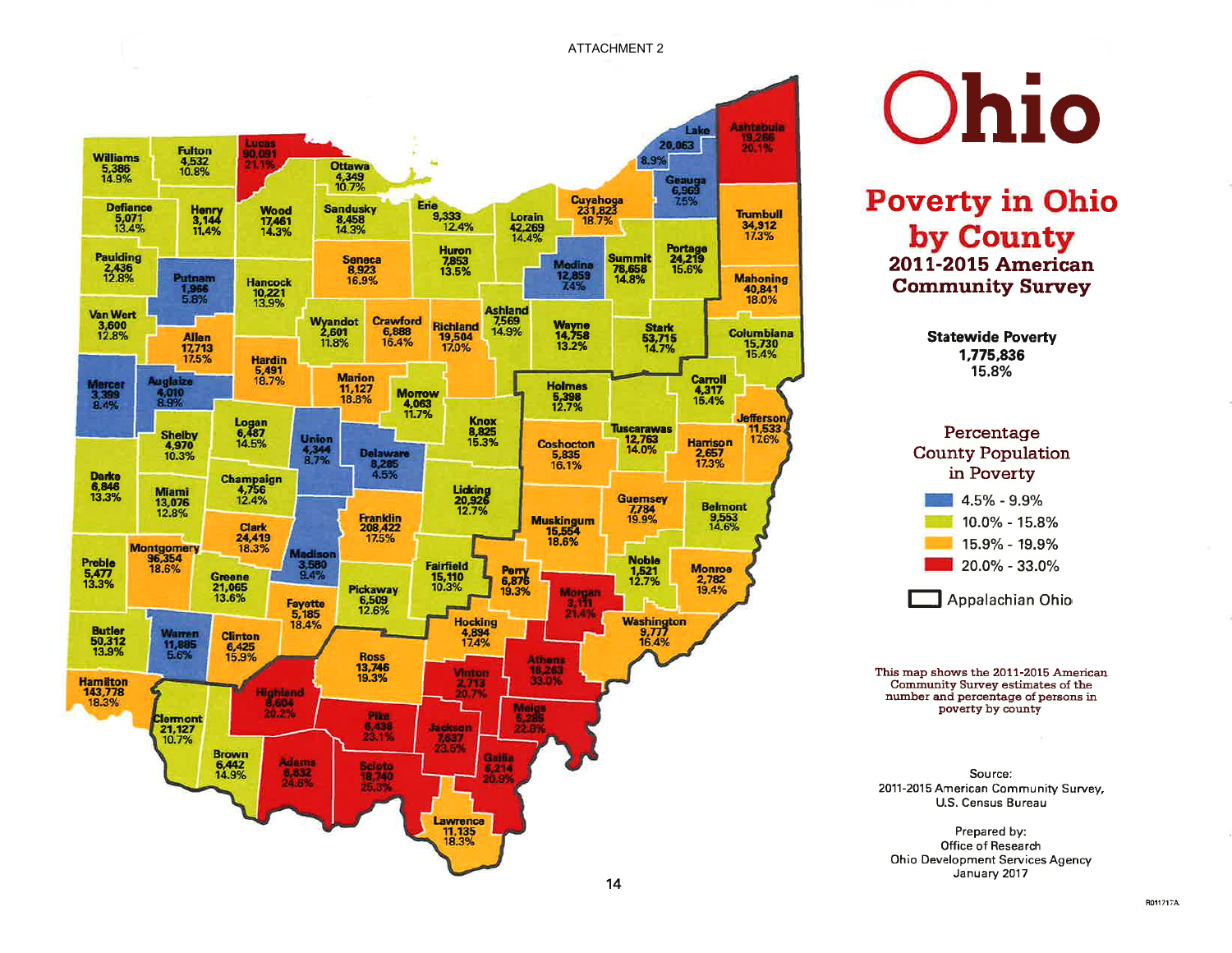ATTACHMENT 2

# Ohio

## Poverty in Ohio by County

### 2011-2015 American Community Survey

**Statewide Poverty**
**1,775,836**
**15.8%**

Percentage County Population in Poverty

- 4.5% - 9.9%
- 10.0% - 15.8%
- 15.9% - 19.9%
- 20.0% - 33.0%
- Appalachian Ohio

| County | Persons in Poverty | Percent |
|---|---|---|
| Williams | 5,386 | 14.9% |
| Fulton | 4,532 | 10.8% |
| Lucas | 90,091 | 21.1% |
| Ottawa | 4,349 | 10.7% |
| Defiance | 5,071 | 13.4% |
| Henry | 3,144 | 11.4% |
| Wood | 17,461 | 14.3% |
| Sandusky | 8,458 | 14.3% |
| Erie | 9,333 | 12.4% |
| Lorain | 42,269 | 14.4% |
| Cuyahoga | 231,823 | 18.7% |
| Lake | 20,063 | 8.9% |
| Geauga | 6,969 | 7.5% |
| Ashtabula | 19,266 | 20.1% |
| Trumbull | 34,912 | 17.3% |
| Paulding | 2,436 | 12.8% |
| Putnam | 1,966 | 5.8% |
| Hancock | 10,221 | 13.9% |
| Seneca | 8,923 | 16.9% |
| Huron | 7,853 | 13.5% |
| Medina | 12,859 | 7.4% |
| Summit | 78,658 | 14.8% |
| Portage | 24,219 | 15.6% |
| Mahoning | 40,841 | 18.0% |
| Van Wert | 3,600 | 12.8% |
| Allen | 17,713 | 17.5% |
| Wyandot | 2,601 | 11.8% |
| Crawford | 6,888 | 16.4% |
| Richland | 19,504 | 17.0% |
| Ashland | 7,569 | 14.9% |
| Wayne | 14,758 | 13.2% |
| Stark | 53,715 | 14.7% |
| Columbiana | 15,730 | 15.4% |
| Hardin | 5,491 | 18.7% |
| Mercer | 3,399 | 8.4% |
| Auglaize | 4,010 | 8.9% |
| Marion | 11,127 | 18.8% |
| Morrow | 4,063 | 11.7% |
| Holmes | 5,398 | 12.7% |
| Carroll | 4,317 | 15.4% |
| Logan | 6,487 | 14.5% |
| Union | 4,344 | 8.7% |
| Shelby | 4,970 | 10.3% |
| Delaware | 8,285 | 4.5% |
| Knox | 8,825 | 15.3% |
| Coshocton | 5,835 | 16.1% |
| Tuscarawas | 12,763 | 14.0% |
| Harrison | 2,657 | 17.3% |
| Jefferson | 11,533 | 17.6% |
| Darke | 6,846 | 13.3% |
| Champaign | 4,756 | 12.4% |
| Miami | 13,076 | 12.8% |
| Licking | 20,926 | 12.7% |
| Guernsey | 7,784 | 19.9% |
| Belmont | 9,553 | 14.6% |
| Franklin | 208,422 | 17.5% |
| Muskingum | 15,554 | 18.6% |
| Clark | 24,419 | 18.3% |
| Montgomery | 96,354 | 18.6% |
| Preble | 5,477 | 13.3% |
| Madison | 3,580 | 9.4% |
| Fairfield | 15,110 | 10.3% |
| Perry | 6,876 | 19.3% |
| Noble | 1,521 | 12.7% |
| Monroe | 2,782 | 19.4% |
| Greene | 21,065 | 13.6% |
| Pickaway | 6,509 | 12.6% |
| Morgan | 3,111 | 21.4% |
| Fayette | 5,185 | 18.4% |
| Hocking | 4,894 | 17.4% |
| Washington | 9,777 | 16.4% |
| Butler | 50,312 | 13.9% |
| Warren | 11,885 | 5.6% |
| Clinton | 6,425 | 15.9% |
| Ross | 13,746 | 19.3% |
| Athens | 18,263 | 33.0% |
| Hamilton | 143,778 | 18.3% |
| Vinton | 2,713 | 20.7% |
| Highland | 8,604 | 20.2% |
| Meigs | 5,285 | 22.6% |
| Clermont | 21,127 | 10.7% |
| Pike | 6,438 | 23.1% |
| Jackson | 7,637 | 23.5% |
| Brown | 6,442 | 14.9% |
| Adams | 6,632 | 24.6% |
| Scioto | 18,740 | 25.3% |
| Gallia | 6,214 | 20.9% |
| Lawrence | 11,135 | 18.3% |

This map shows the 2011-2015 American Community Survey estimates of the number and percentage of persons in poverty by county

Source:
2011-2015 American Community Survey, U.S. Census Bureau

Prepared by:
Office of Research
Ohio Development Services Agency
January 2017

R011717A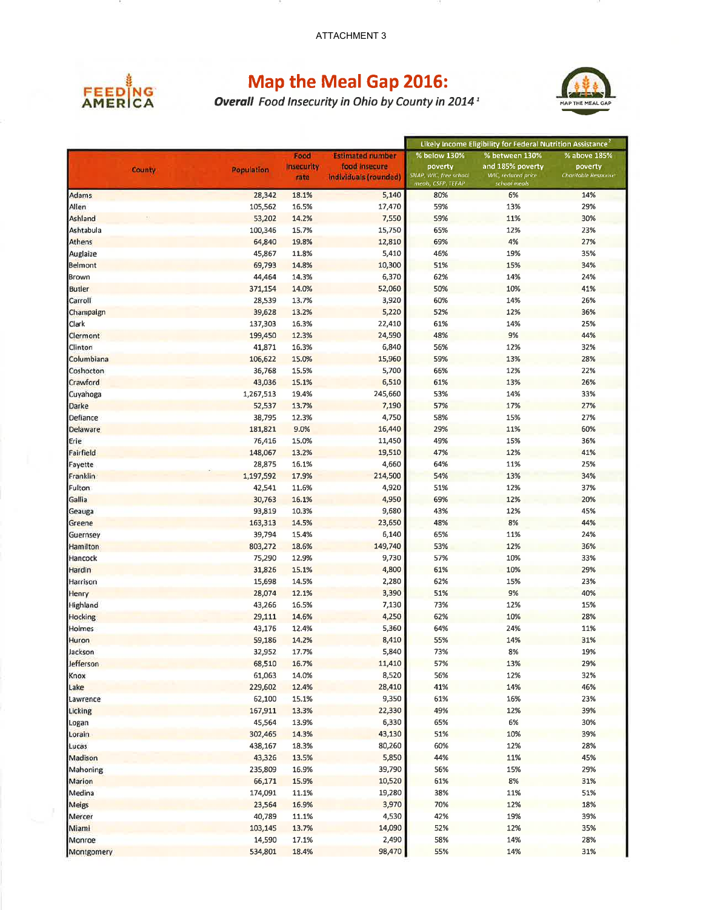ATTACHMENT 3

FEEDING AMERICA

# Map the Meal Gap 2016:

***Overall** Food Insecurity in Ohio by County in 2014* [1]

MAP THE MEAL GAP

| County | Population | Food Insecurity rate | Estimated number food insecure individuals (rounded) | Likely Income Eligibility for Federal Nutrition Assistance[2] | | |
|---|---|---|---|---|---|---|
| | | | | % below 130% poverty *SNAP, WIC, free school meals, CSFP, TEFAP* | % between 130% and 185% poverty *WIC, reduced price school meals* | % above 185% poverty *Charitable Response* |
| Adams | 28,342 | 18.1% | 5,140 | 80% | 6% | 14% |
| Allen | 105,562 | 16.5% | 17,470 | 59% | 13% | 29% |
| Ashland | 53,202 | 14.2% | 7,550 | 59% | 11% | 30% |
| Ashtabula | 100,346 | 15.7% | 15,750 | 65% | 12% | 23% |
| Athens | 64,840 | 19.8% | 12,810 | 69% | 4% | 27% |
| Auglaize | 45,867 | 11.8% | 5,410 | 46% | 19% | 35% |
| Belmont | 69,793 | 14.8% | 10,300 | 51% | 15% | 34% |
| Brown | 44,464 | 14.3% | 6,370 | 62% | 14% | 24% |
| Butler | 371,154 | 14.0% | 52,060 | 50% | 10% | 41% |
| Carroll | 28,539 | 13.7% | 3,920 | 60% | 14% | 26% |
| Champaign | 39,628 | 13.2% | 5,220 | 52% | 12% | 36% |
| Clark | 137,303 | 16.3% | 22,410 | 61% | 14% | 25% |
| Clermont | 199,450 | 12.3% | 24,590 | 48% | 9% | 44% |
| Clinton | 41,871 | 16.3% | 6,840 | 56% | 12% | 32% |
| Columbiana | 106,622 | 15.0% | 15,960 | 59% | 13% | 28% |
| Coshocton | 36,768 | 15.5% | 5,700 | 66% | 12% | 22% |
| Crawford | 43,036 | 15.1% | 6,510 | 61% | 13% | 26% |
| Cuyahoga | 1,267,513 | 19.4% | 245,660 | 53% | 14% | 33% |
| Darke | 52,537 | 13.7% | 7,190 | 57% | 17% | 27% |
| Defiance | 38,795 | 12.3% | 4,750 | 58% | 15% | 27% |
| Delaware | 181,821 | 9.0% | 16,440 | 29% | 11% | 60% |
| Erie | 76,416 | 15.0% | 11,450 | 49% | 15% | 36% |
| Fairfield | 148,067 | 13.2% | 19,510 | 47% | 12% | 41% |
| Fayette | 28,875 | 16.1% | 4,660 | 64% | 11% | 25% |
| Franklin | 1,197,592 | 17.9% | 214,500 | 54% | 13% | 34% |
| Fulton | 42,541 | 11.6% | 4,920 | 51% | 12% | 37% |
| Gallia | 30,763 | 16.1% | 4,950 | 69% | 12% | 20% |
| Geauga | 93,819 | 10.3% | 9,680 | 43% | 12% | 45% |
| Greene | 163,313 | 14.5% | 23,650 | 48% | 8% | 44% |
| Guernsey | 39,794 | 15.4% | 6,140 | 65% | 11% | 24% |
| Hamilton | 803,272 | 18.6% | 149,740 | 53% | 12% | 36% |
| Hancock | 75,290 | 12.9% | 9,730 | 57% | 10% | 33% |
| Hardin | 31,826 | 15.1% | 4,800 | 61% | 10% | 29% |
| Harrison | 15,698 | 14.5% | 2,280 | 62% | 15% | 23% |
| Henry | 28,074 | 12.1% | 3,390 | 51% | 9% | 40% |
| Highland | 43,266 | 16.5% | 7,130 | 73% | 12% | 15% |
| Hocking | 29,111 | 14.6% | 4,250 | 62% | 10% | 28% |
| Holmes | 43,176 | 12.4% | 5,360 | 64% | 24% | 11% |
| Huron | 59,186 | 14.2% | 8,410 | 55% | 14% | 31% |
| Jackson | 32,952 | 17.7% | 5,840 | 73% | 8% | 19% |
| Jefferson | 68,510 | 16.7% | 11,410 | 57% | 13% | 29% |
| Knox | 61,063 | 14.0% | 8,520 | 56% | 12% | 32% |
| Lake | 229,602 | 12.4% | 28,410 | 41% | 14% | 46% |
| Lawrence | 62,100 | 15.1% | 9,350 | 61% | 16% | 23% |
| Licking | 167,911 | 13.3% | 22,330 | 49% | 12% | 39% |
| Logan | 45,564 | 13.9% | 6,330 | 65% | 6% | 30% |
| Lorain | 302,465 | 14.3% | 43,130 | 51% | 10% | 39% |
| Lucas | 438,167 | 18.3% | 80,260 | 60% | 12% | 28% |
| Madison | 43,326 | 13.5% | 5,850 | 44% | 11% | 45% |
| Mahoning | 235,809 | 16.9% | 39,790 | 56% | 15% | 29% |
| Marion | 66,171 | 15.9% | 10,520 | 61% | 8% | 31% |
| Medina | 174,091 | 11.1% | 19,280 | 38% | 11% | 51% |
| Meigs | 23,564 | 16.9% | 3,970 | 70% | 12% | 18% |
| Mercer | 40,789 | 11.1% | 4,530 | 42% | 19% | 39% |
| Miami | 103,145 | 13.7% | 14,090 | 52% | 12% | 35% |
| Monroe | 14,590 | 17.1% | 2,490 | 58% | 14% | 28% |
| Montgomery | 534,801 | 18.4% | 98,470 | 55% | 14% | 31% |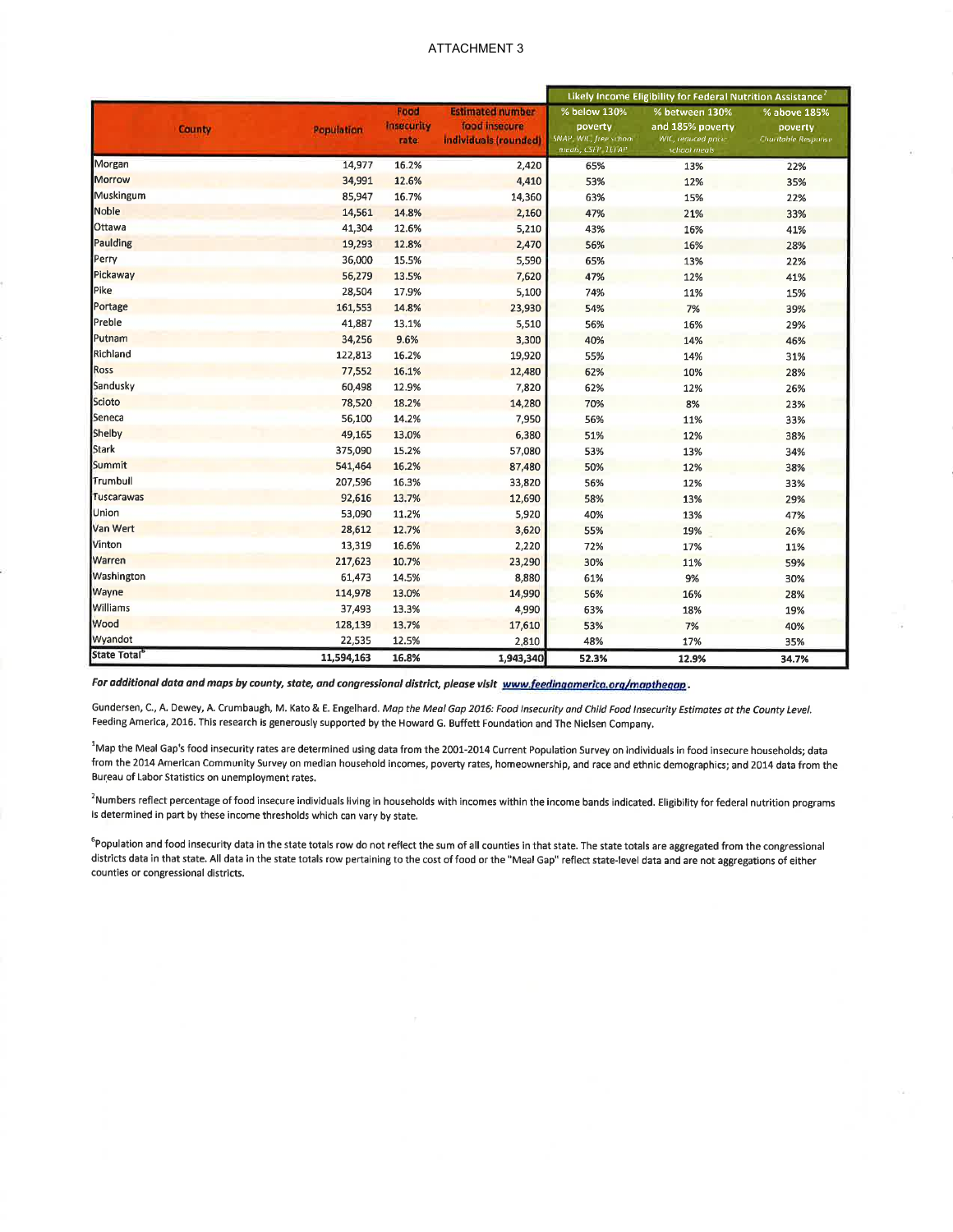ATTACHMENT 3

| County | Population | Food Insecurity rate | Estimated number food insecure individuals (rounded) | Likely Income Eligibility for Federal Nutrition Assistance[2] | | |
|---|---|---|---|---|---|---|
| | | | | % below 130% poverty SNAP, WIC, free school meals, CSFP, TEFAP | % between 130% and 185% poverty WIC, reduced price school meals | % above 185% poverty Charitable Response |
| Morgan | 14,977 | 16.2% | 2,420 | 65% | 13% | 22% |
| Morrow | 34,991 | 12.6% | 4,410 | 53% | 12% | 35% |
| Muskingum | 85,947 | 16.7% | 14,360 | 63% | 15% | 22% |
| Noble | 14,561 | 14.8% | 2,160 | 47% | 21% | 33% |
| Ottawa | 41,304 | 12.6% | 5,210 | 43% | 16% | 41% |
| Paulding | 19,293 | 12.8% | 2,470 | 56% | 16% | 28% |
| Perry | 36,000 | 15.5% | 5,590 | 65% | 13% | 22% |
| Pickaway | 56,279 | 13.5% | 7,620 | 47% | 12% | 41% |
| Pike | 28,504 | 17.9% | 5,100 | 74% | 11% | 15% |
| Portage | 161,553 | 14.8% | 23,930 | 54% | 7% | 39% |
| Preble | 41,887 | 13.1% | 5,510 | 56% | 16% | 29% |
| Putnam | 34,256 | 9.6% | 3,300 | 40% | 14% | 46% |
| Richland | 122,813 | 16.2% | 19,920 | 55% | 14% | 31% |
| Ross | 77,552 | 16.1% | 12,480 | 62% | 10% | 28% |
| Sandusky | 60,498 | 12.9% | 7,820 | 62% | 12% | 26% |
| Scioto | 78,520 | 18.2% | 14,280 | 70% | 8% | 23% |
| Seneca | 56,100 | 14.2% | 7,950 | 56% | 11% | 33% |
| Shelby | 49,165 | 13.0% | 6,380 | 51% | 12% | 38% |
| Stark | 375,090 | 15.2% | 57,080 | 53% | 13% | 34% |
| Summit | 541,464 | 16.2% | 87,480 | 50% | 12% | 38% |
| Trumbull | 207,596 | 16.3% | 33,820 | 56% | 12% | 33% |
| Tuscarawas | 92,616 | 13.7% | 12,690 | 58% | 13% | 29% |
| Union | 53,090 | 11.2% | 5,920 | 40% | 13% | 47% |
| Van Wert | 28,612 | 12.7% | 3,620 | 55% | 19% | 26% |
| Vinton | 13,319 | 16.6% | 2,220 | 72% | 17% | 11% |
| Warren | 217,623 | 10.7% | 23,290 | 30% | 11% | 59% |
| Washington | 61,473 | 14.5% | 8,880 | 61% | 9% | 30% |
| Wayne | 114,978 | 13.0% | 14,990 | 56% | 16% | 28% |
| Williams | 37,493 | 13.3% | 4,990 | 63% | 18% | 19% |
| Wood | 128,139 | 13.7% | 17,610 | 53% | 7% | 40% |
| Wyandot | 22,535 | 12.5% | 2,810 | 48% | 17% | 35% |
| State Total[6] | 11,594,163 | 16.8% | 1,943,340 | 52.3% | 12.9% | 34.7% |

***For additional data and maps by county, state, and congressional district, please visit www.feedingamerica.org/mapthegap.***

Gundersen, C., A. Dewey, A. Crumbaugh, M. Kato & E. Engelhard. *Map the Meal Gap 2016: Food Insecurity and Child Food Insecurity Estimates at the County Level.* Feeding America, 2016. This research is generously supported by the Howard G. Buffett Foundation and The Nielsen Company.

[1]Map the Meal Gap's food insecurity rates are determined using data from the 2001-2014 Current Population Survey on individuals in food insecure households; data from the 2014 American Community Survey on median household incomes, poverty rates, homeownership, and race and ethnic demographics; and 2014 data from the Bureau of Labor Statistics on unemployment rates.

[2]Numbers reflect percentage of food insecure individuals living in households with incomes within the income bands indicated. Eligibility for federal nutrition programs is determined in part by these income thresholds which can vary by state.

[6]Population and food insecurity data in the state totals row do not reflect the sum of all counties in that state. The state totals are aggregated from the congressional districts data in that state. All data in the state totals row pertaining to the cost of food or the "Meal Gap" reflect state-level data and are not aggregations of either counties or congressional districts.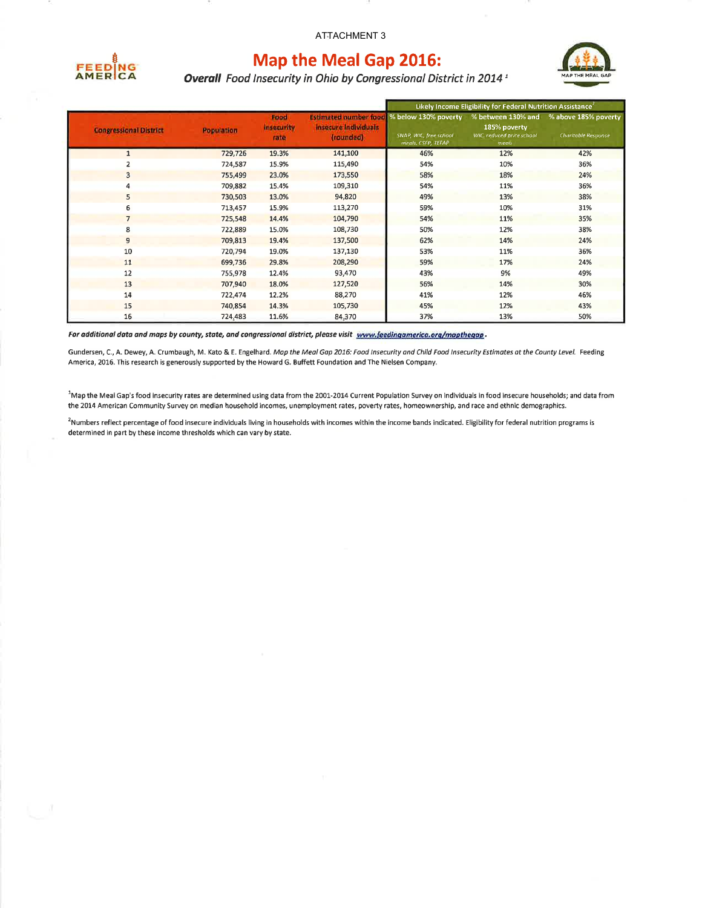ATTACHMENT 3

# Map the Meal Gap 2016:

## *Overall* Food Insecurity in Ohio by Congressional District in 2014 [1]

| Congressional District | Population | Food insecurity rate | Estimated number food insecure individuals (rounded) | Likely Income Eligibility for Federal Nutrition Assistance[2] | | |
|---|---|---|---|---|---|---|
| | | | | % below 130% poverty<br>SNAP, WIC, free school meals, CSFP, TEFAP | % between 130% and 185% poverty<br>WIC, reduced price school meals | % above 185% poverty<br>Charitable Response |
| 1 | 729,726 | 19.3% | 141,100 | 46% | 12% | 42% |
| 2 | 724,587 | 15.9% | 115,490 | 54% | 10% | 36% |
| 3 | 755,499 | 23.0% | 173,550 | 58% | 18% | 24% |
| 4 | 709,882 | 15.4% | 109,310 | 54% | 11% | 36% |
| 5 | 730,503 | 13.0% | 94,820 | 49% | 13% | 38% |
| 6 | 713,457 | 15.9% | 113,270 | 59% | 10% | 31% |
| 7 | 725,548 | 14.4% | 104,790 | 54% | 11% | 35% |
| 8 | 722,889 | 15.0% | 108,730 | 50% | 12% | 38% |
| 9 | 709,813 | 19.4% | 137,500 | 62% | 14% | 24% |
| 10 | 720,794 | 19.0% | 137,130 | 53% | 11% | 36% |
| 11 | 699,736 | 29.8% | 208,290 | 59% | 17% | 24% |
| 12 | 755,978 | 12.4% | 93,470 | 43% | 9% | 49% |
| 13 | 707,940 | 18.0% | 127,520 | 56% | 14% | 30% |
| 14 | 722,474 | 12.2% | 88,270 | 41% | 12% | 46% |
| 15 | 740,854 | 14.3% | 105,730 | 45% | 12% | 43% |
| 16 | 724,483 | 11.6% | 84,370 | 37% | 13% | 50% |

***For additional data and maps by county, state, and congressional district, please visit [www.feedingamerica.org/mapthegap](www.feedingamerica.org/mapthegap).***

Gundersen, C., A. Dewey, A. Crumbaugh, M. Kato & E. Engelhard. *Map the Meal Gap 2016: Food Insecurity and Child Food Insecurity Estimates at the County Level.* Feeding America, 2016. This research is generously supported by the Howard G. Buffett Foundation and The Nielsen Company.

[1]Map the Meal Gap's food insecurity rates are determined using data from the 2001-2014 Current Population Survey on individuals in food insecure households; and data from the 2014 American Community Survey on median household incomes, unemployment rates, poverty rates, homeownership, and race and ethnic demographics.

[2]Numbers reflect percentage of food insecure individuals living in households with incomes within the income bands indicated. Eligibility for federal nutrition programs is determined in part by these income thresholds which can vary by state.